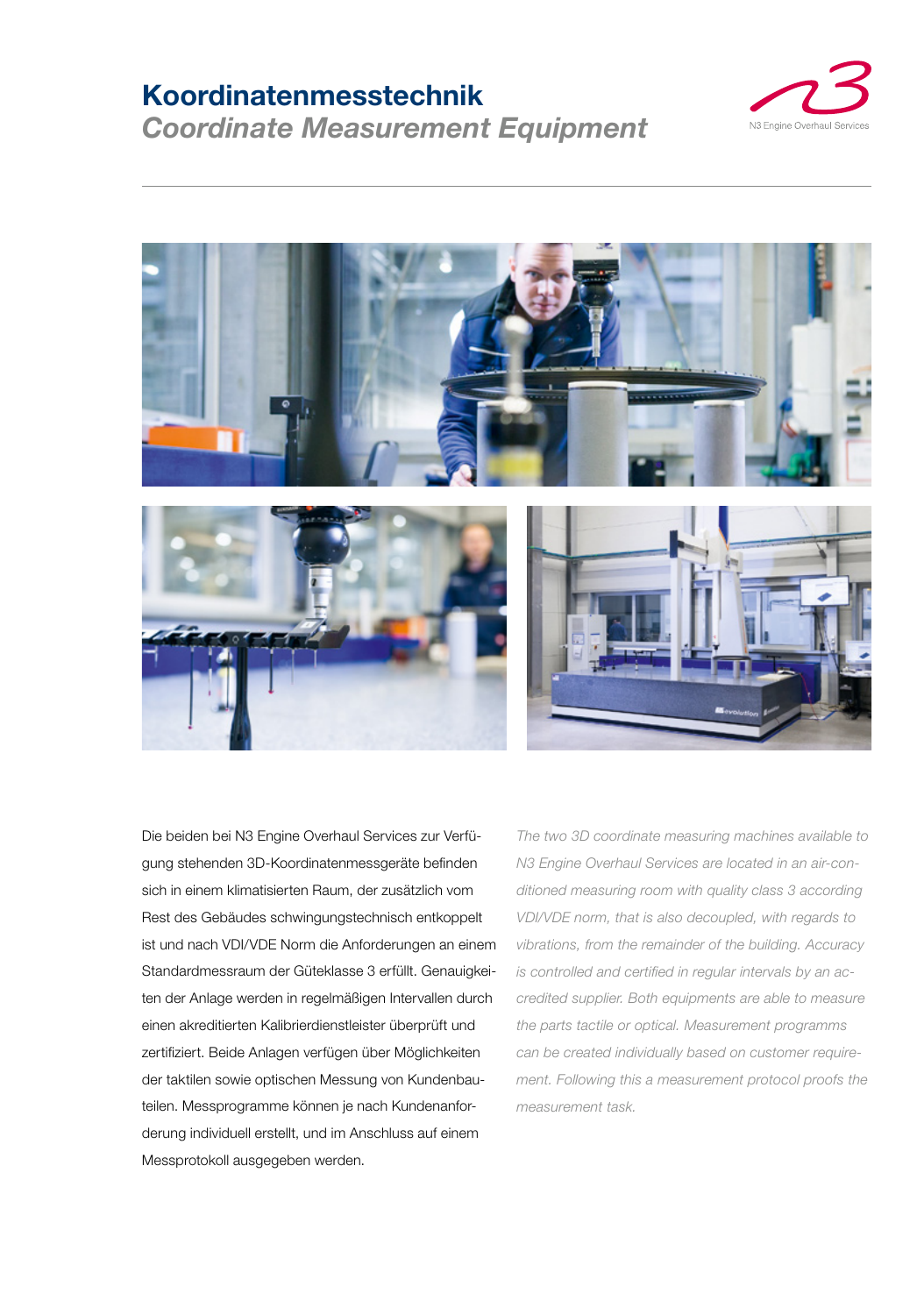# Koordinatenmesstechnik

## *Coordinate Measurement Equipment*

N3 Engine Overhaul Services

Die beiden bei N3 Engine Overhaul Services zur Verfügung stehenden 3D-Koordinatenmessgeräte befinden sich in einem klimatisierten Raum, der zusätzlich vom Rest des Gebäudes schwingungstechnisch entkoppelt ist und nach VDI/VDE Norm die Anforderungen an einem Standardmessraum der Güteklasse 3 erfüllt. Genauigkeiten der Anlage werden in regelmäßigen Intervallen durch einen akkreditierten Kalibrierdienstleister überprüft und zertifiziert. Beide Anlagen verfügen über Möglichkeiten der taktilen sowie optischen Messung von Kundenbauteilen. Messprogramme können je nach Kundenanforderung individuell erstellt, und im Anschluss auf einem Messprotokoll ausgegeben werden.

*The two 3D coordinate measuring machines available to N3 Engine Overhaul Services are located in an air-conditioned measuring room with quality class 3 according VDI/VDE norm, that is also decoupled, with regards to vibrations, from the remainder of the building. Accuracy is controlled and certified in regular intervals by an accredited supplier. Both equipments are able to measure the parts tactile or optical. Measurement programms can be created individually based on customer requirement. Following this a measurement protocol proofs the measurement task.*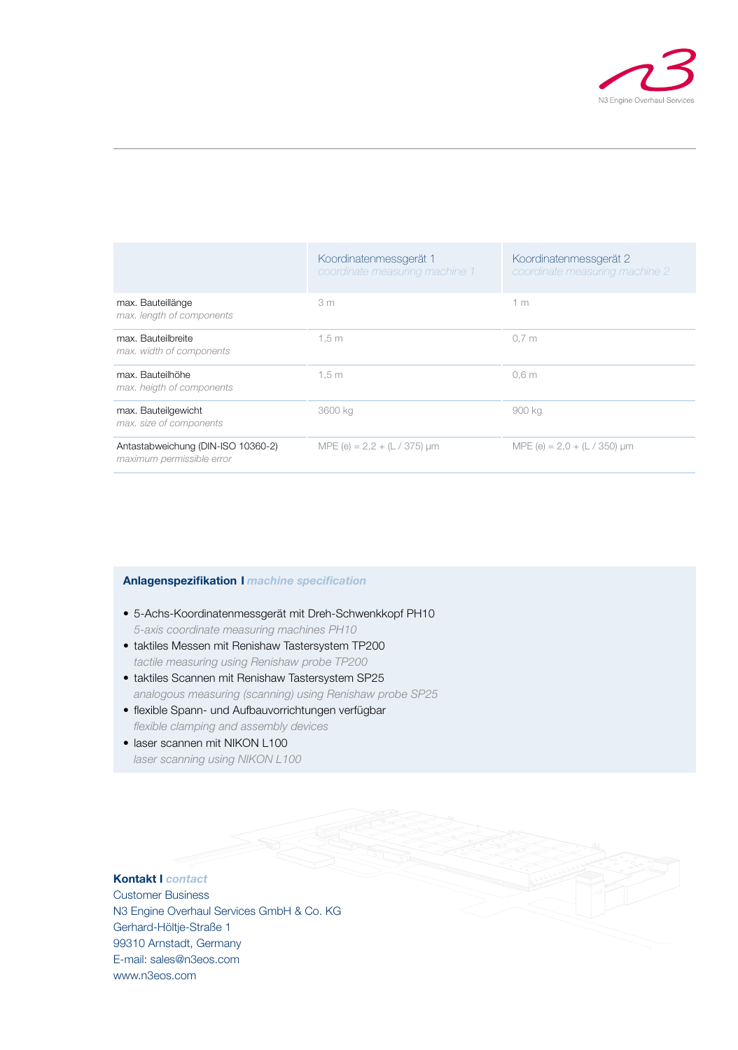| | Koordinatenmessgerät 1<br>*coordinate measuring machine 1* | Koordinatenmessgerät 2<br>*coordinate measuring machine 2* |
|---|---|---|
| max. Bauteillänge<br>*max. length of components* | 3 m | 1 m |
| max. Bauteilbreite<br>*max. width of components* | 1,5 m | 0,7 m |
| max. Bauteilhöhe<br>*max. heigth of components* | 1,5 m | 0,6 m |
| max. Bauteilgewicht<br>*max. size of components* | 3600 kg | 900 kg |
| Antastabweichung (DIN-ISO 10360-2)<br>*maximum permissible error* | MPE (e) = 2,2 + (L / 375) µm | MPE (e) = 2,0 + (L / 350) µm |

**Anlagenspezifikation I** ***machine specification***

- 5-Achs-Koordinatenmessgerät mit Dreh-Schwenkkopf PH10
  *5-axis coordinate measuring machines PH10*
- taktiles Messen mit Renishaw Tastersystem TP200
  *tactile measuring using Renishaw probe TP200*
- taktiles Scannen mit Renishaw Tastersystem SP25
  *analogous measuring (scanning) using Renishaw probe SP25*
- flexible Spann- und Aufbauvorrichtungen verfügbar
  *flexible clamping and assembly devices*
- laser scannen mit NIKON L100
  *laser scanning using NIKON L100*

**Kontakt I** ***contact***

Customer Business
N3 Engine Overhaul Services GmbH & Co. KG
Gerhard-Höltje-Straße 1
99310 Arnstadt, Germany
E-mail: sales@n3eos.com
www.n3eos.com